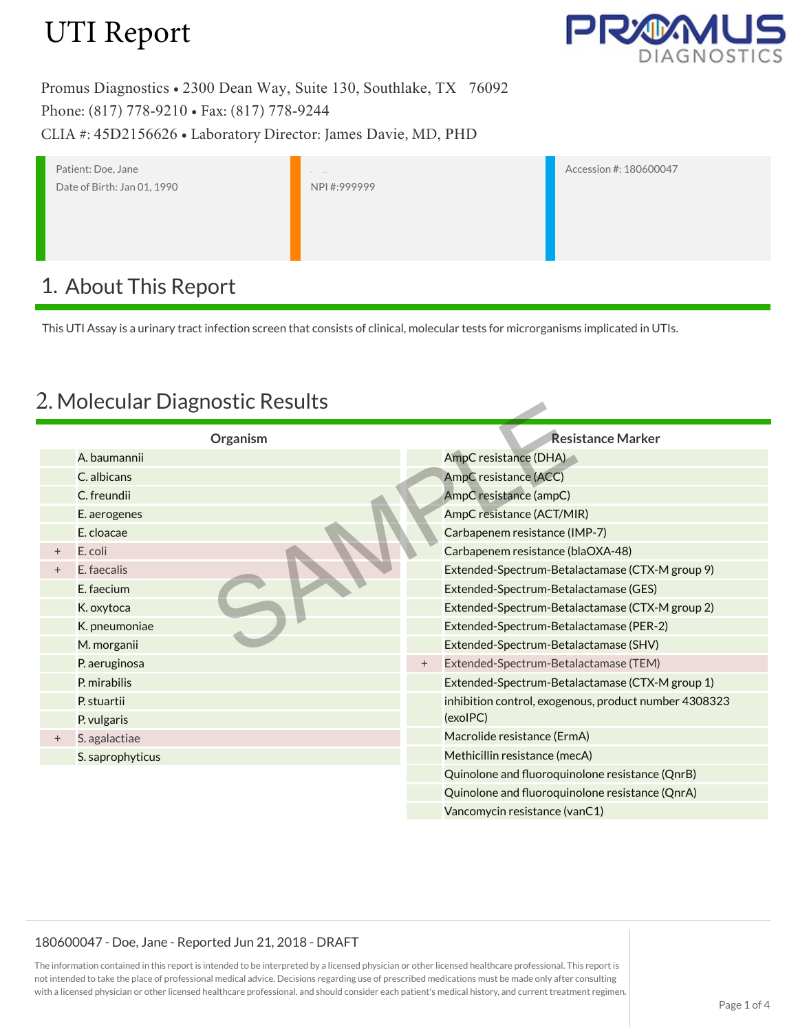# UTI Report

PROMUS DIAGNOSTICS

Promus Diagnostics • 2300 Dean Way, Suite 130, Southlake, TX 76092
Phone: (817) 778-9210 • Fax: (817) 778-9244
CLIA #: 45D2156626 • Laboratory Director: James Davie, MD, PHD

| Patient | Provider | Accession |
|---|---|---|
| Patient: Doe, Jane<br>Date of Birth: Jan 01, 1990 | NPI #:999999 | Accession #: 180600047 |

## 1. About This Report

This UTI Assay is a urinary tract infection screen that consists of clinical, molecular tests for microrganisms implicated in UTIs.

## 2. Molecular Diagnostic Results

SAMPLE

| | Organism |
|---|---|
| | A. baumannii |
| | C. albicans |
| | C. freundii |
| | E. aerogenes |
| | E. cloacae |
| + | E. coli |
| + | E. faecalis |
| | E. faecium |
| | K. oxytoca |
| | K. pneumoniae |
| | M. morganii |
| | P. aeruginosa |
| | P. mirabilis |
| | P. stuartii |
| | P. vulgaris |
| + | S. agalactiae |
| | S. saprophyticus |

| | Resistance Marker |
|---|---|
| | AmpC resistance (DHA) |
| | AmpC resistance (ACC) |
| | AmpC resistance (ampC) |
| | AmpC resistance (ACT/MIR) |
| | Carbapenem resistance (IMP-7) |
| | Carbapenem resistance (blaOXA-48) |
| | Extended-Spectrum-Betalactamase (CTX-M group 9) |
| | Extended-Spectrum-Betalactamase (GES) |
| | Extended-Spectrum-Betalactamase (CTX-M group 2) |
| | Extended-Spectrum-Betalactamase (PER-2) |
| | Extended-Spectrum-Betalactamase (SHV) |
| + | Extended-Spectrum-Betalactamase (TEM) |
| | Extended-Spectrum-Betalactamase (CTX-M group 1) |
| | inhibition control, exogenous, product number 4308323 (exoIPC) |
| | Macrolide resistance (ErmA) |
| | Methicillin resistance (mecA) |
| | Quinolone and fluoroquinolone resistance (QnrB) |
| | Quinolone and fluoroquinolone resistance (QnrA) |
| | Vancomycin resistance (vanC1) |

180600047 - Doe, Jane - Reported Jun 21, 2018 - DRAFT

The information contained in this report is intended to be interpreted by a licensed physician or other licensed healthcare professional. This report is not intended to take the place of professional medical advice. Decisions regarding use of prescribed medications must be made only after consulting with a licensed physician or other licensed healthcare professional, and should consider each patient's medical history, and current treatment regimen.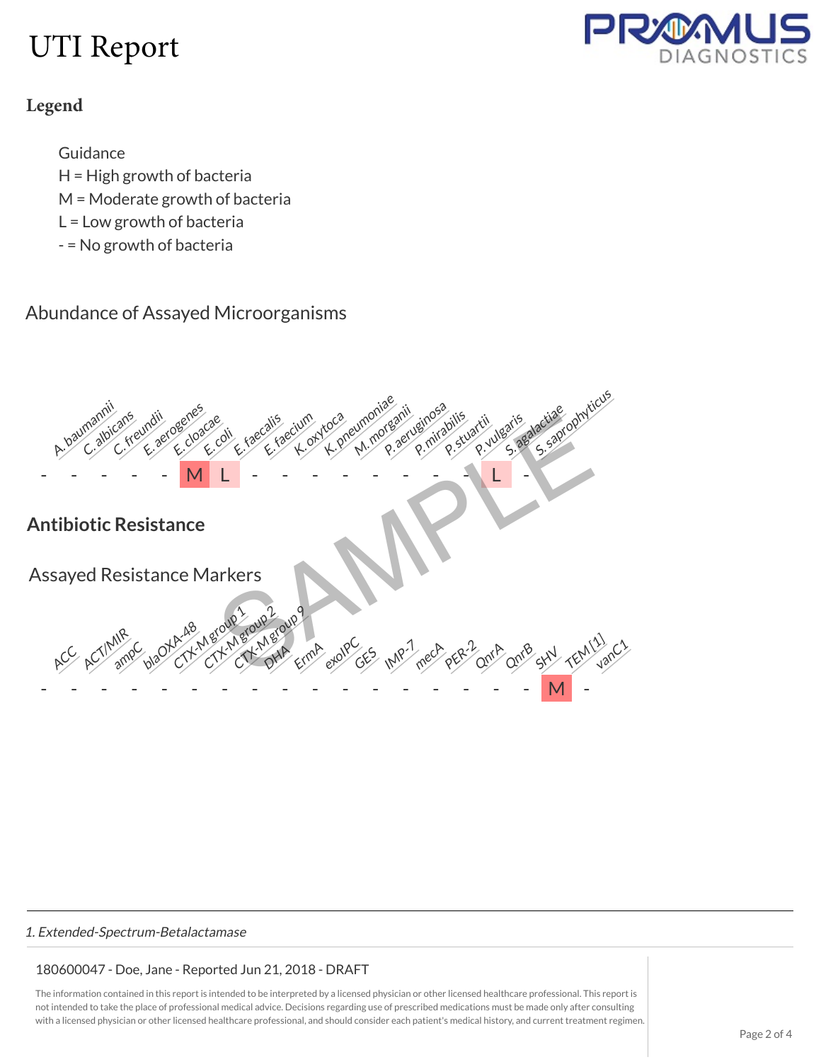# UTI Report

## Legend

Guidance
H = High growth of bacteria
M = Moderate growth of bacteria
L = Low growth of bacteria
- = No growth of bacteria

## Abundance of Assayed Microorganisms

| A. baumannii | C. albicans | C. freundii | E. aerogenes | E. cloacae | E. coli | E. faecalis | E. faecium | K. oxytoca | K. pneumoniae | M. morganii | P. aeruginosa | P. mirabilis | P. stuartii | P. vulgaris | S. agalactiae | S. saprophyticus |
|---|---|---|---|---|---|---|---|---|---|---|---|---|---|---|---|---|
| - | - | - | - | - | M | L | - | - | - | - | - | - | - | - | L | - |

## Antibiotic Resistance

### Assayed Resistance Markers

| ACC | ACT/MIR | ampC | blaOXA-48 | CTX-M group 1 | CTX-M group 2 | CTX-M group 9 | DHA | ErmA | exoIPC | GES | IMP-7 | mecA | PER-2 | QnrA | QnrB | SHV | TEM [1] | vanC1 |
|---|---|---|---|---|---|---|---|---|---|---|---|---|---|---|---|---|---|---|
| - | - | - | - | - | - | - | - | - | - | - | - | - | - | - | - | - | M | - |

*1. Extended-Spectrum-Betalactamase*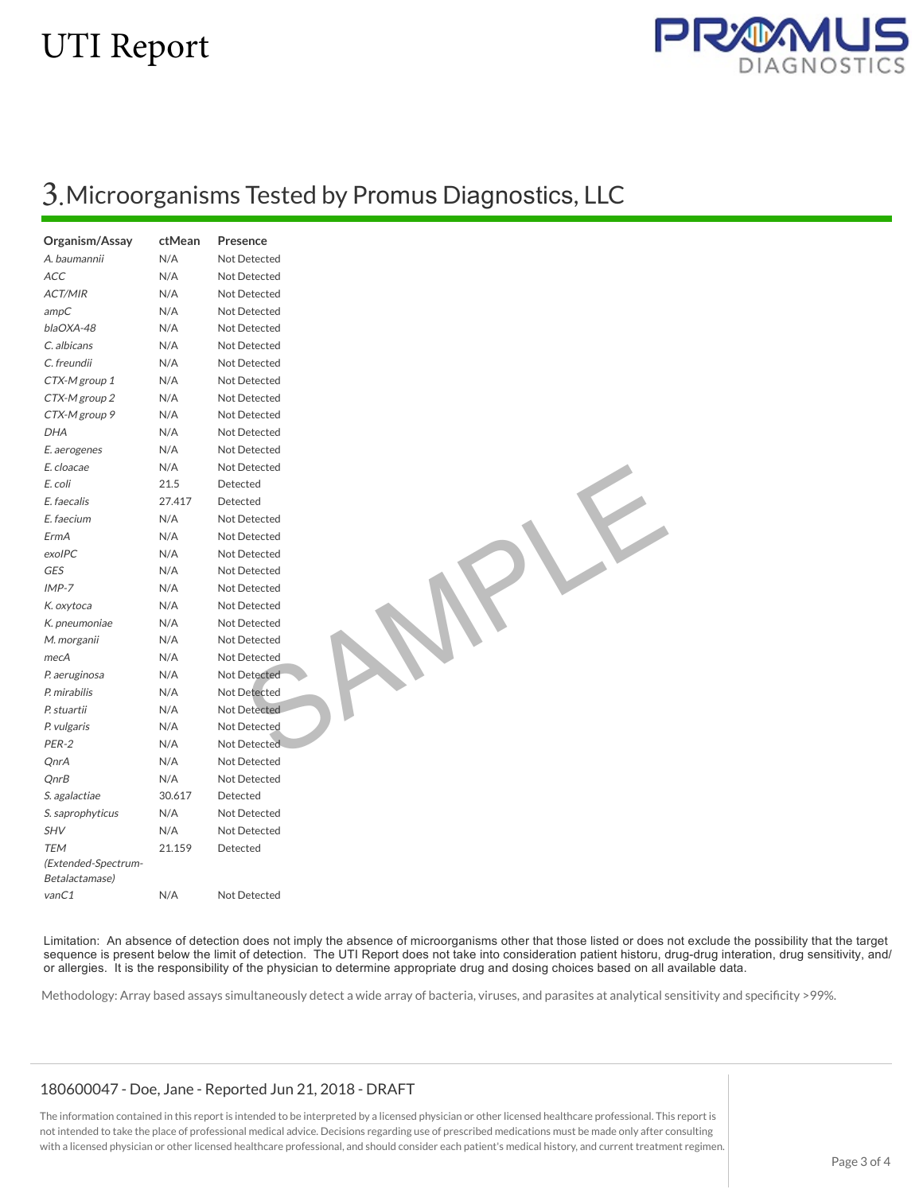# UTI Report

## 3. Microorganisms Tested by Promus Diagnostics, LLC

| Organism/Assay | ctMean | Presence |
|---|---|---|
| *A. baumannii* | N/A | Not Detected |
| *ACC* | N/A | Not Detected |
| *ACT/MIR* | N/A | Not Detected |
| *ampC* | N/A | Not Detected |
| *blaOXA-48* | N/A | Not Detected |
| *C. albicans* | N/A | Not Detected |
| *C. freundii* | N/A | Not Detected |
| *CTX-M group 1* | N/A | Not Detected |
| *CTX-M group 2* | N/A | Not Detected |
| *CTX-M group 9* | N/A | Not Detected |
| *DHA* | N/A | Not Detected |
| *E. aerogenes* | N/A | Not Detected |
| *E. cloacae* | N/A | Not Detected |
| *E. coli* | 21.5 | Detected |
| *E. faecalis* | 27.417 | Detected |
| *E. faecium* | N/A | Not Detected |
| *ErmA* | N/A | Not Detected |
| *exoIPC* | N/A | Not Detected |
| *GES* | N/A | Not Detected |
| *IMP-7* | N/A | Not Detected |
| *K. oxytoca* | N/A | Not Detected |
| *K. pneumoniae* | N/A | Not Detected |
| *M. morganii* | N/A | Not Detected |
| *mecA* | N/A | Not Detected |
| *P. aeruginosa* | N/A | Not Detected |
| *P. mirabilis* | N/A | Not Detected |
| *P. stuartii* | N/A | Not Detected |
| *P. vulgaris* | N/A | Not Detected |
| *PER-2* | N/A | Not Detected |
| *QnrA* | N/A | Not Detected |
| *QnrB* | N/A | Not Detected |
| *S. agalactiae* | 30.617 | Detected |
| *S. saprophyticus* | N/A | Not Detected |
| *SHV* | N/A | Not Detected |
| *TEM (Extended-Spectrum-Betalactamase)* | 21.159 | Detected |
| *vanC1* | N/A | Not Detected |

Limitation: An absence of detection does not imply the absence of microorganisms other that those listed or does not exclude the possibility that the target sequence is present below the limit of detection. The UTI Report does not take into consideration patient historu, drug-drug interation, drug sensitivity, and/or allergies. It is the responsibility of the physician to determine appropriate drug and dosing choices based on all available data.

Methodology: Array based assays simultaneously detect a wide array of bacteria, viruses, and parasites at analytical sensitivity and specificity >99%.

180600047 - Doe, Jane - Reported Jun 21, 2018 - DRAFT

The information contained in this report is intended to be interpreted by a licensed physician or other licensed healthcare professional. This report is not intended to take the place of professional medical advice. Decisions regarding use of prescribed medications must be made only after consulting with a licensed physician or other licensed healthcare professional, and should consider each patient's medical history, and current treatment regimen.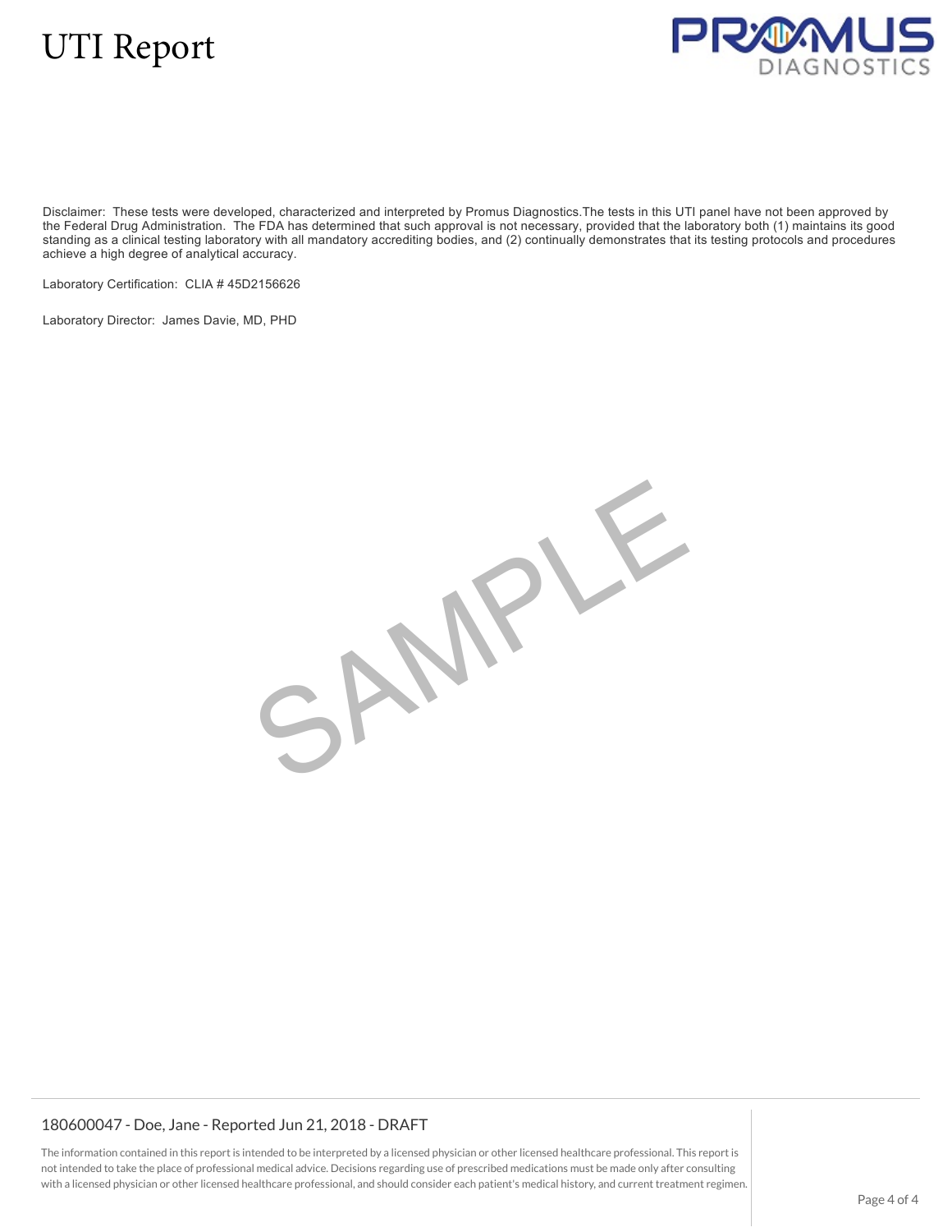# UTI Report

Disclaimer: These tests were developed, characterized and interpreted by Promus Diagnostics.The tests in this UTI panel have not been approved by the Federal Drug Administration. The FDA has determined that such approval is not necessary, provided that the laboratory both (1) maintains its good standing as a clinical testing laboratory with all mandatory accrediting bodies, and (2) continually demonstrates that its testing protocols and procedures achieve a high degree of analytical accuracy.

Laboratory Certification: CLIA # 45D2156626

Laboratory Director: James Davie, MD, PHD

SAMPLE

180600047 - Doe, Jane - Reported Jun 21, 2018 - DRAFT

The information contained in this report is intended to be interpreted by a licensed physician or other licensed healthcare professional. This report is not intended to take the place of professional medical advice. Decisions regarding use of prescribed medications must be made only after consulting with a licensed physician or other licensed healthcare professional, and should consider each patient's medical history, and current treatment regimen.